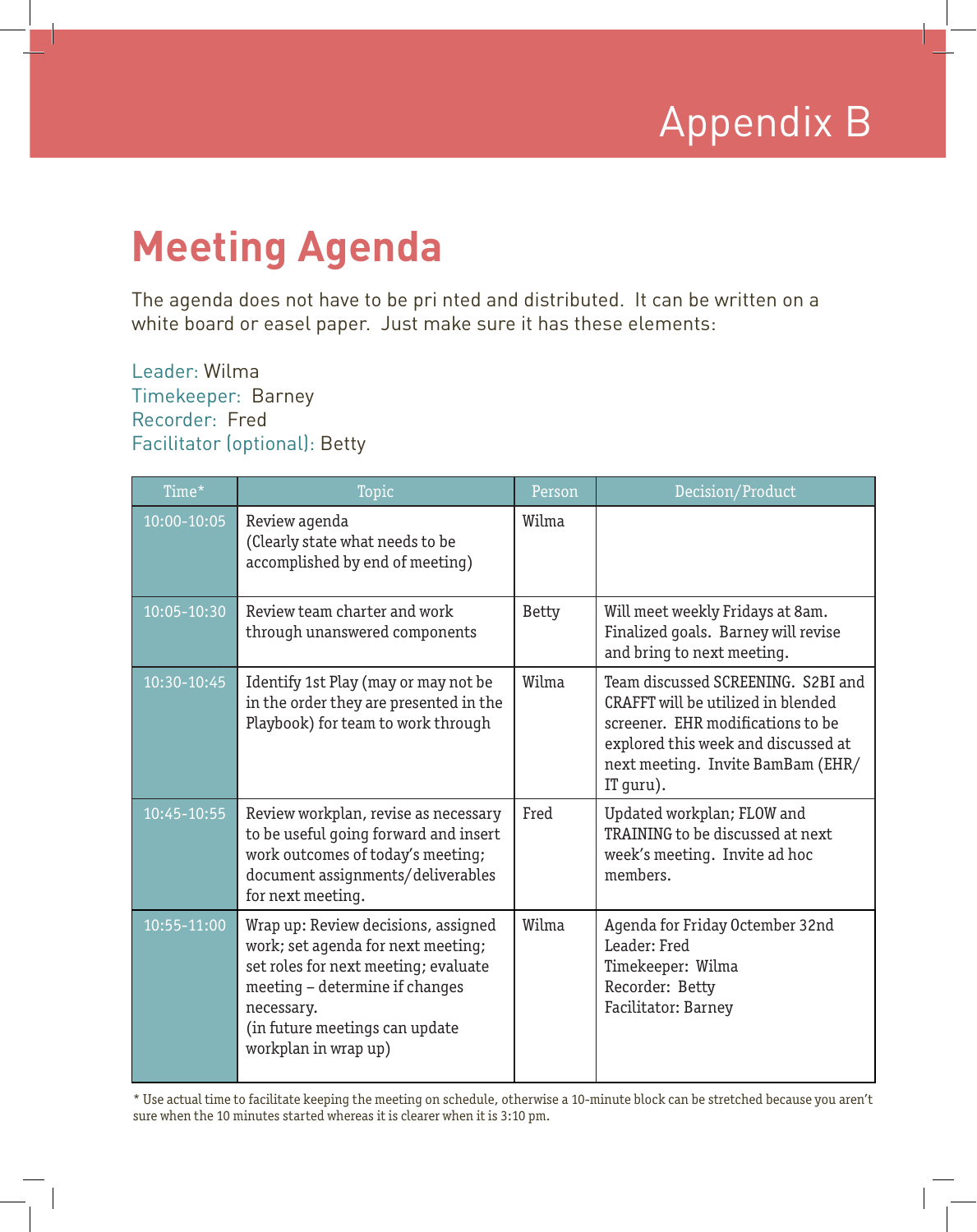# Appendix B

## Meeting Agenda

The agenda does not have to be pri nted and distributed. It can be written on a white board or easel paper. Just make sure it has these elements:

Leader: Wilma
Timekeeper: Barney
Recorder: Fred
Facilitator (optional): Betty

| Time* | Topic | Person | Decision/Product |
|---|---|---|---|
| 10:00-10:05 | Review agenda (Clearly state what needs to be accomplished by end of meeting) | Wilma | |
| 10:05-10:30 | Review team charter and work through unanswered components | Betty | Will meet weekly Fridays at 8am. Finalized goals. Barney will revise and bring to next meeting. |
| 10:30-10:45 | Identify 1st Play (may or may not be in the order they are presented in the Playbook) for team to work through | Wilma | Team discussed SCREENING. S2BI and CRAFFT will be utilized in blended screener. EHR modifications to be explored this week and discussed at next meeting. Invite BamBam (EHR/IT guru). |
| 10:45-10:55 | Review workplan, revise as necessary to be useful going forward and insert work outcomes of today's meeting; document assignments/deliverables for next meeting. | Fred | Updated workplan; FLOW and TRAINING to be discussed at next week's meeting. Invite ad hoc members. |
| 10:55-11:00 | Wrap up: Review decisions, assigned work; set agenda for next meeting; set roles for next meeting; evaluate meeting – determine if changes necessary.<br>(in future meetings can update workplan in wrap up) | Wilma | Agenda for Friday Octember 32nd<br>Leader: Fred<br>Timekeeper: Wilma<br>Recorder: Betty<br>Facilitator: Barney |

* Use actual time to facilitate keeping the meeting on schedule, otherwise a 10-minute block can be stretched because you aren't sure when the 10 minutes started whereas it is clearer when it is 3:10 pm.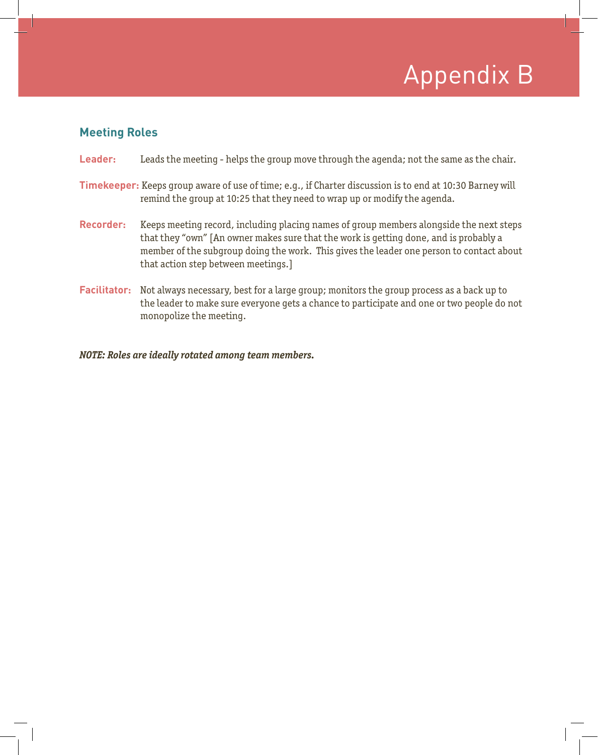# Appendix B

## Meeting Roles

**Leader:** Leads the meeting - helps the group move through the agenda; not the same as the chair.

**Timekeeper:** Keeps group aware of use of time; e.g., if Charter discussion is to end at 10:30 Barney will remind the group at 10:25 that they need to wrap up or modify the agenda.

**Recorder:** Keeps meeting record, including placing names of group members alongside the next steps that they "own" [An owner makes sure that the work is getting done, and is probably a member of the subgroup doing the work. This gives the leader one person to contact about that action step between meetings.]

**Facilitator:** Not always necessary, best for a large group; monitors the group process as a back up to the leader to make sure everyone gets a chance to participate and one or two people do not monopolize the meeting.

***NOTE: Roles are ideally rotated among team members.***